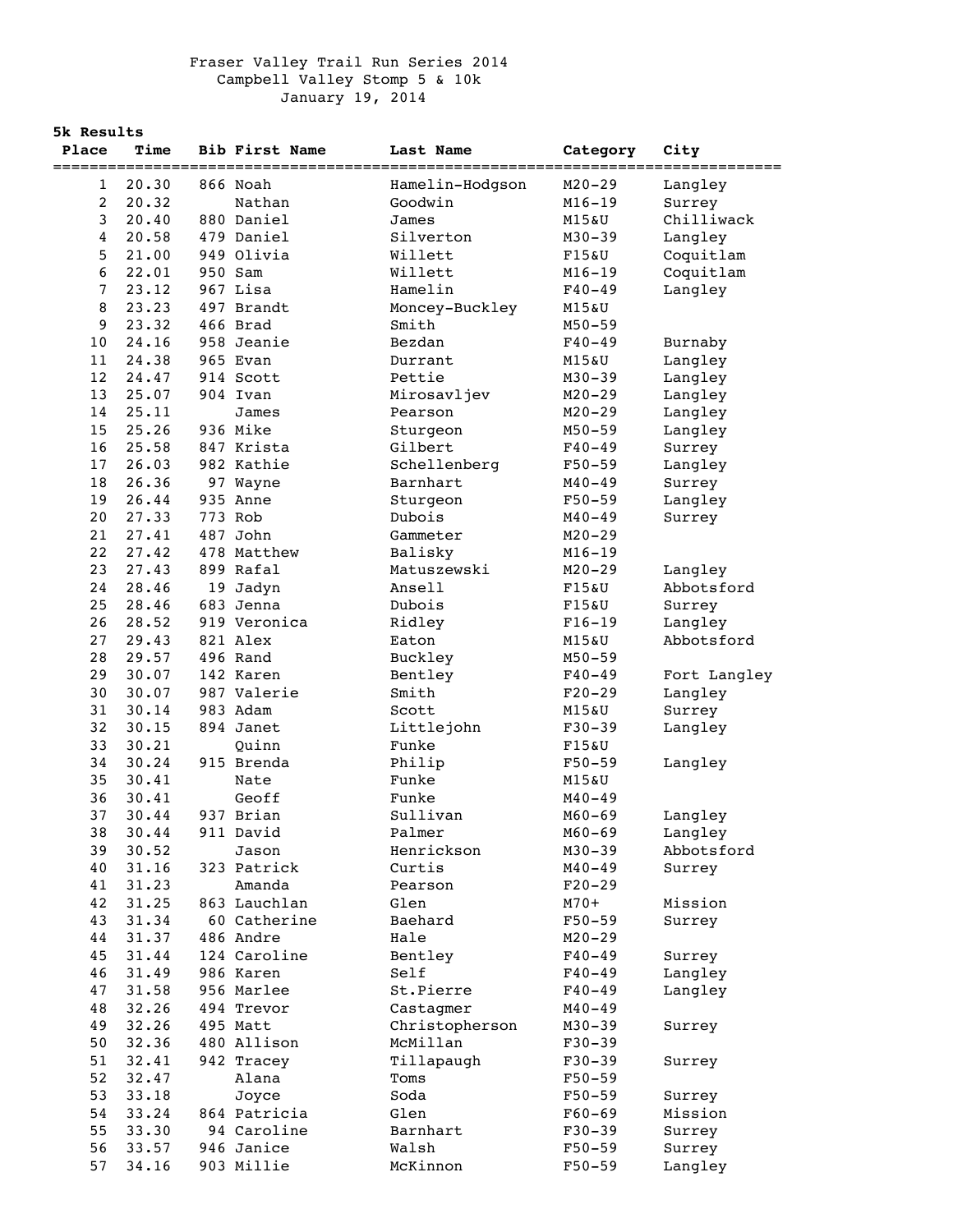Fraser Valley Trail Run Series 2014
Campbell Valley Stomp 5 & 10k
January 19, 2014

**5k Results**

| Place | Time | Bib | First Name | Last Name | Category | City |
|---|---|---|---|---|---|---|
| 1 | 20.30 | 866 | Noah | Hamelin-Hodgson | M20-29 | Langley |
| 2 | 20.32 | | Nathan | Goodwin | M16-19 | Surrey |
| 3 | 20.40 | 880 | Daniel | James | M15&U | Chilliwack |
| 4 | 20.58 | 479 | Daniel | Silverton | M30-39 | Langley |
| 5 | 21.00 | 949 | Olivia | Willett | F15&U | Coquitlam |
| 6 | 22.01 | 950 | Sam | Willett | M16-19 | Coquitlam |
| 7 | 23.12 | 967 | Lisa | Hamelin | F40-49 | Langley |
| 8 | 23.23 | 497 | Brandt | Moncey-Buckley | M15&U | |
| 9 | 23.32 | 466 | Brad | Smith | M50-59 | |
| 10 | 24.16 | 958 | Jeanie | Bezdan | F40-49 | Burnaby |
| 11 | 24.38 | 965 | Evan | Durrant | M15&U | Langley |
| 12 | 24.47 | 914 | Scott | Pettie | M30-39 | Langley |
| 13 | 25.07 | 904 | Ivan | Mirosavljev | M20-29 | Langley |
| 14 | 25.11 | | James | Pearson | M20-29 | Langley |
| 15 | 25.26 | 936 | Mike | Sturgeon | M50-59 | Langley |
| 16 | 25.58 | 847 | Krista | Gilbert | F40-49 | Surrey |
| 17 | 26.03 | 982 | Kathie | Schellenberg | F50-59 | Langley |
| 18 | 26.36 | 97 | Wayne | Barnhart | M40-49 | Surrey |
| 19 | 26.44 | 935 | Anne | Sturgeon | F50-59 | Langley |
| 20 | 27.33 | 773 | Rob | Dubois | M40-49 | Surrey |
| 21 | 27.41 | 487 | John | Gammeter | M20-29 | |
| 22 | 27.42 | 478 | Matthew | Balisky | M16-19 | |
| 23 | 27.43 | 899 | Rafal | Matuszewski | M20-29 | Langley |
| 24 | 28.46 | 19 | Jadyn | Ansell | F15&U | Abbotsford |
| 25 | 28.46 | 683 | Jenna | Dubois | F15&U | Surrey |
| 26 | 28.52 | 919 | Veronica | Ridley | F16-19 | Langley |
| 27 | 29.43 | 821 | Alex | Eaton | M15&U | Abbotsford |
| 28 | 29.57 | 496 | Rand | Buckley | M50-59 | |
| 29 | 30.07 | 142 | Karen | Bentley | F40-49 | Fort Langley |
| 30 | 30.07 | 987 | Valerie | Smith | F20-29 | Langley |
| 31 | 30.14 | 983 | Adam | Scott | M15&U | Surrey |
| 32 | 30.15 | 894 | Janet | Littlejohn | F30-39 | Langley |
| 33 | 30.21 | | Quinn | Funke | F15&U | |
| 34 | 30.24 | 915 | Brenda | Philip | F50-59 | Langley |
| 35 | 30.41 | | Nate | Funke | M15&U | |
| 36 | 30.41 | | Geoff | Funke | M40-49 | |
| 37 | 30.44 | 937 | Brian | Sullivan | M60-69 | Langley |
| 38 | 30.44 | 911 | David | Palmer | M60-69 | Langley |
| 39 | 30.52 | | Jason | Henrickson | M30-39 | Abbotsford |
| 40 | 31.16 | 323 | Patrick | Curtis | M40-49 | Surrey |
| 41 | 31.23 | | Amanda | Pearson | F20-29 | |
| 42 | 31.25 | 863 | Lauchlan | Glen | M70+ | Mission |
| 43 | 31.34 | 60 | Catherine | Baehard | F50-59 | Surrey |
| 44 | 31.37 | 486 | Andre | Hale | M20-29 | |
| 45 | 31.44 | 124 | Caroline | Bentley | F40-49 | Surrey |
| 46 | 31.49 | 986 | Karen | Self | F40-49 | Langley |
| 47 | 31.58 | 956 | Marlee | St.Pierre | F40-49 | Langley |
| 48 | 32.26 | 494 | Trevor | Castagmer | M40-49 | |
| 49 | 32.26 | 495 | Matt | Christopherson | M30-39 | Surrey |
| 50 | 32.36 | 480 | Allison | McMillan | F30-39 | |
| 51 | 32.41 | 942 | Tracey | Tillapaugh | F30-39 | Surrey |
| 52 | 32.47 | | Alana | Toms | F50-59 | |
| 53 | 33.18 | | Joyce | Soda | F50-59 | Surrey |
| 54 | 33.24 | 864 | Patricia | Glen | F60-69 | Mission |
| 55 | 33.30 | 94 | Caroline | Barnhart | F30-39 | Surrey |
| 56 | 33.57 | 946 | Janice | Walsh | F50-59 | Surrey |
| 57 | 34.16 | 903 | Millie | McKinnon | F50-59 | Langley |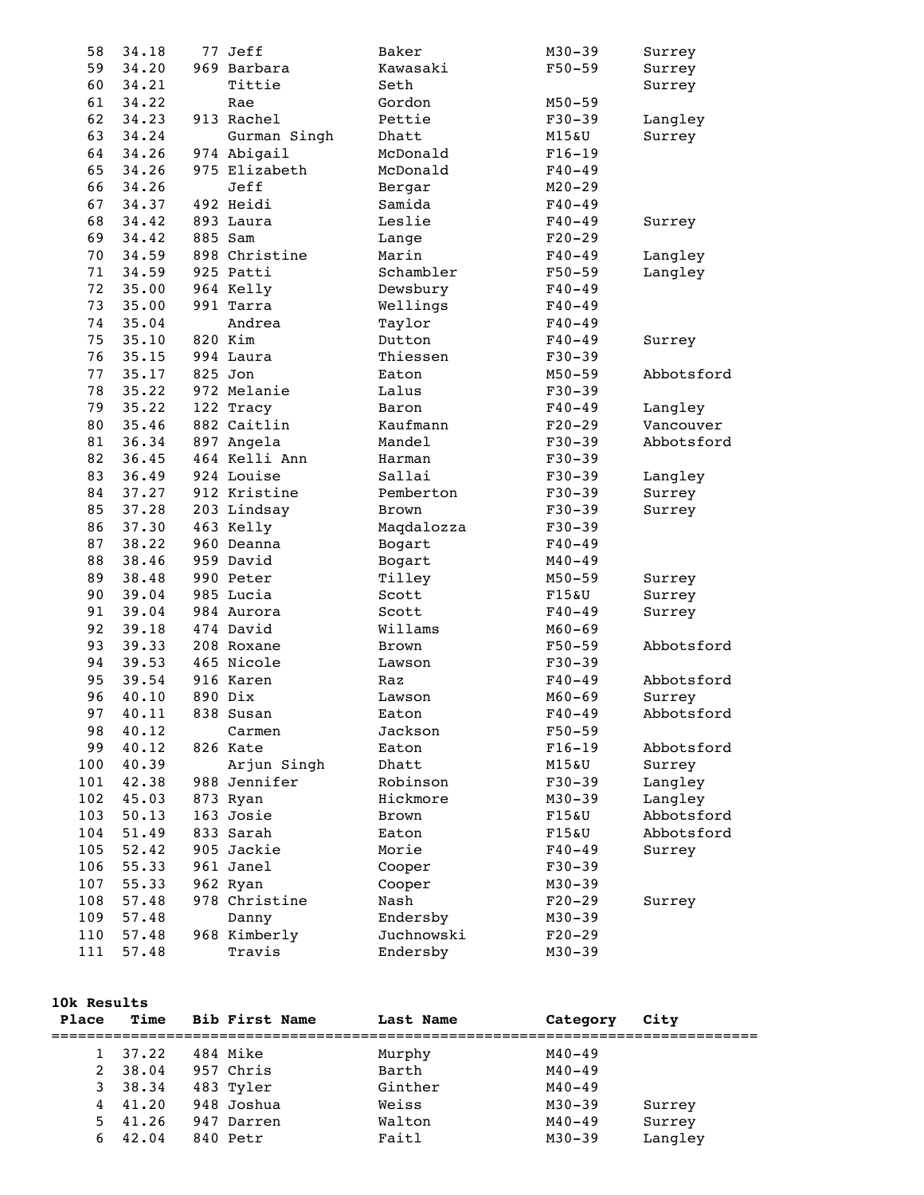| Place | Time | Bib | First Name | Last Name | Category | City |
|---|---|---|---|---|---|---|
| 58 | 34.18 | 77 | Jeff | Baker | M30-39 | Surrey |
| 59 | 34.20 | 969 | Barbara | Kawasaki | F50-59 | Surrey |
| 60 | 34.21 | | Tittie | Seth | | Surrey |
| 61 | 34.22 | | Rae | Gordon | M50-59 | |
| 62 | 34.23 | 913 | Rachel | Pettie | F30-39 | Langley |
| 63 | 34.24 | | Gurman Singh | Dhatt | M15&U | Surrey |
| 64 | 34.26 | 974 | Abigail | McDonald | F16-19 | |
| 65 | 34.26 | 975 | Elizabeth | McDonald | F40-49 | |
| 66 | 34.26 | | Jeff | Bergar | M20-29 | |
| 67 | 34.37 | 492 | Heidi | Samida | F40-49 | |
| 68 | 34.42 | 893 | Laura | Leslie | F40-49 | Surrey |
| 69 | 34.42 | 885 | Sam | Lange | F20-29 | |
| 70 | 34.59 | 898 | Christine | Marin | F40-49 | Langley |
| 71 | 34.59 | 925 | Patti | Schambler | F50-59 | Langley |
| 72 | 35.00 | 964 | Kelly | Dewsbury | F40-49 | |
| 73 | 35.00 | 991 | Tarra | Wellings | F40-49 | |
| 74 | 35.04 | | Andrea | Taylor | F40-49 | |
| 75 | 35.10 | 820 | Kim | Dutton | F40-49 | Surrey |
| 76 | 35.15 | 994 | Laura | Thiessen | F30-39 | |
| 77 | 35.17 | 825 | Jon | Eaton | M50-59 | Abbotsford |
| 78 | 35.22 | 972 | Melanie | Lalus | F30-39 | |
| 79 | 35.22 | 122 | Tracy | Baron | F40-49 | Langley |
| 80 | 35.46 | 882 | Caitlin | Kaufmann | F20-29 | Vancouver |
| 81 | 36.34 | 897 | Angela | Mandel | F30-39 | Abbotsford |
| 82 | 36.45 | 464 | Kelli Ann | Harman | F30-39 | |
| 83 | 36.49 | 924 | Louise | Sallai | F30-39 | Langley |
| 84 | 37.27 | 912 | Kristine | Pemberton | F30-39 | Surrey |
| 85 | 37.28 | 203 | Lindsay | Brown | F30-39 | Surrey |
| 86 | 37.30 | 463 | Kelly | Maqdalozza | F30-39 | |
| 87 | 38.22 | 960 | Deanna | Bogart | F40-49 | |
| 88 | 38.46 | 959 | David | Bogart | M40-49 | |
| 89 | 38.48 | 990 | Peter | Tilley | M50-59 | Surrey |
| 90 | 39.04 | 985 | Lucia | Scott | F15&U | Surrey |
| 91 | 39.04 | 984 | Aurora | Scott | F40-49 | Surrey |
| 92 | 39.18 | 474 | David | Willams | M60-69 | |
| 93 | 39.33 | 208 | Roxane | Brown | F50-59 | Abbotsford |
| 94 | 39.53 | 465 | Nicole | Lawson | F30-39 | |
| 95 | 39.54 | 916 | Karen | Raz | F40-49 | Abbotsford |
| 96 | 40.10 | 890 | Dix | Lawson | M60-69 | Surrey |
| 97 | 40.11 | 838 | Susan | Eaton | F40-49 | Abbotsford |
| 98 | 40.12 | | Carmen | Jackson | F50-59 | |
| 99 | 40.12 | 826 | Kate | Eaton | F16-19 | Abbotsford |
| 100 | 40.39 | | Arjun Singh | Dhatt | M15&U | Surrey |
| 101 | 42.38 | 988 | Jennifer | Robinson | F30-39 | Langley |
| 102 | 45.03 | 873 | Ryan | Hickmore | M30-39 | Langley |
| 103 | 50.13 | 163 | Josie | Brown | F15&U | Abbotsford |
| 104 | 51.49 | 833 | Sarah | Eaton | F15&U | Abbotsford |
| 105 | 52.42 | 905 | Jackie | Morie | F40-49 | Surrey |
| 106 | 55.33 | 961 | Janel | Cooper | F30-39 | |
| 107 | 55.33 | 962 | Ryan | Cooper | M30-39 | |
| 108 | 57.48 | 978 | Christine | Nash | F20-29 | Surrey |
| 109 | 57.48 | | Danny | Endersby | M30-39 | |
| 110 | 57.48 | 968 | Kimberly | Juchnowski | F20-29 | |
| 111 | 57.48 | | Travis | Endersby | M30-39 | |

**10k Results**

| Place | Time | Bib | First Name | Last Name | Category | City |
|---|---|---|---|---|---|---|
| 1 | 37.22 | 484 | Mike | Murphy | M40-49 | |
| 2 | 38.04 | 957 | Chris | Barth | M40-49 | |
| 3 | 38.34 | 483 | Tyler | Ginther | M40-49 | |
| 4 | 41.20 | 948 | Joshua | Weiss | M30-39 | Surrey |
| 5 | 41.26 | 947 | Darren | Walton | M40-49 | Surrey |
| 6 | 42.04 | 840 | Petr | Faitl | M30-39 | Langley |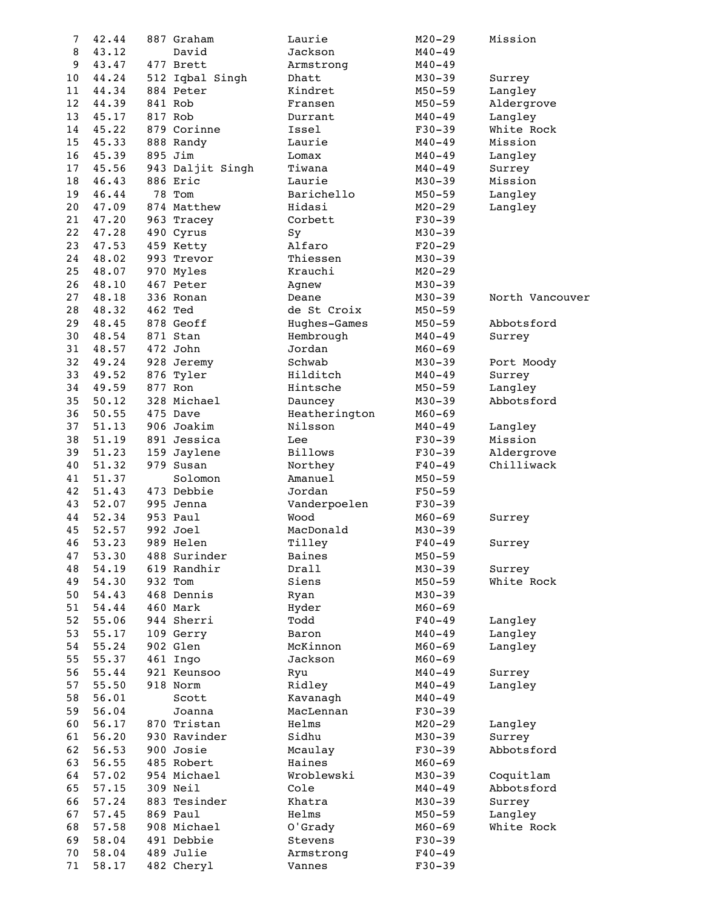| Place | Time | Bib | First Name | Last Name | Category | City |
|---|---|---|---|---|---|---|
| 7 | 42.44 | 887 | Graham | Laurie | M20-29 | Mission |
| 8 | 43.12 | | David | Jackson | M40-49 | |
| 9 | 43.47 | 477 | Brett | Armstrong | M40-49 | |
| 10 | 44.24 | 512 | Iqbal Singh | Dhatt | M30-39 | Surrey |
| 11 | 44.34 | 884 | Peter | Kindret | M50-59 | Langley |
| 12 | 44.39 | 841 | Rob | Fransen | M50-59 | Aldergrove |
| 13 | 45.17 | 817 | Rob | Durrant | M40-49 | Langley |
| 14 | 45.22 | 879 | Corinne | Issel | F30-39 | White Rock |
| 15 | 45.33 | 888 | Randy | Laurie | M40-49 | Mission |
| 16 | 45.39 | 895 | Jim | Lomax | M40-49 | Langley |
| 17 | 45.56 | 943 | Daljit Singh | Tiwana | M40-49 | Surrey |
| 18 | 46.43 | 886 | Eric | Laurie | M30-39 | Mission |
| 19 | 46.44 | 78 | Tom | Barichello | M50-59 | Langley |
| 20 | 47.09 | 874 | Matthew | Hidasi | M20-29 | Langley |
| 21 | 47.20 | 963 | Tracey | Corbett | F30-39 | |
| 22 | 47.28 | 490 | Cyrus | Sy | M30-39 | |
| 23 | 47.53 | 459 | Ketty | Alfaro | F20-29 | |
| 24 | 48.02 | 993 | Trevor | Thiessen | M30-39 | |
| 25 | 48.07 | 970 | Myles | Krauchi | M20-29 | |
| 26 | 48.10 | 467 | Peter | Agnew | M30-39 | |
| 27 | 48.18 | 336 | Ronan | Deane | M30-39 | North Vancouver |
| 28 | 48.32 | 462 | Ted | de St Croix | M50-59 | |
| 29 | 48.45 | 878 | Geoff | Hughes-Games | M50-59 | Abbotsford |
| 30 | 48.54 | 871 | Stan | Hembrough | M40-49 | Surrey |
| 31 | 48.57 | 472 | John | Jordan | M60-69 | |
| 32 | 49.24 | 928 | Jeremy | Schwab | M30-39 | Port Moody |
| 33 | 49.52 | 876 | Tyler | Hilditch | M40-49 | Surrey |
| 34 | 49.59 | 877 | Ron | Hintsche | M50-59 | Langley |
| 35 | 50.12 | 328 | Michael | Dauncey | M30-39 | Abbotsford |
| 36 | 50.55 | 475 | Dave | Heatherington | M60-69 | |
| 37 | 51.13 | 906 | Joakim | Nilsson | M40-49 | Langley |
| 38 | 51.19 | 891 | Jessica | Lee | F30-39 | Mission |
| 39 | 51.23 | 159 | Jaylene | Billows | F30-39 | Aldergrove |
| 40 | 51.32 | 979 | Susan | Northey | F40-49 | Chilliwack |
| 41 | 51.37 | | Solomon | Amanuel | M50-59 | |
| 42 | 51.43 | 473 | Debbie | Jordan | F50-59 | |
| 43 | 52.07 | 995 | Jenna | Vanderpoelen | F30-39 | |
| 44 | 52.34 | 953 | Paul | Wood | M60-69 | Surrey |
| 45 | 52.57 | 992 | Joel | MacDonald | M30-39 | |
| 46 | 53.23 | 989 | Helen | Tilley | F40-49 | Surrey |
| 47 | 53.30 | 488 | Surinder | Baines | M50-59 | |
| 48 | 54.19 | 619 | Randhir | Drall | M30-39 | Surrey |
| 49 | 54.30 | 932 | Tom | Siens | M50-59 | White Rock |
| 50 | 54.43 | 468 | Dennis | Ryan | M30-39 | |
| 51 | 54.44 | 460 | Mark | Hyder | M60-69 | |
| 52 | 55.06 | 944 | Sherri | Todd | F40-49 | Langley |
| 53 | 55.17 | 109 | Gerry | Baron | M40-49 | Langley |
| 54 | 55.24 | 902 | Glen | McKinnon | M60-69 | Langley |
| 55 | 55.37 | 461 | Ingo | Jackson | M60-69 | |
| 56 | 55.44 | 921 | Keunsoo | Ryu | M40-49 | Surrey |
| 57 | 55.50 | 918 | Norm | Ridley | M40-49 | Langley |
| 58 | 56.01 | | Scott | Kavanagh | M40-49 | |
| 59 | 56.04 | | Joanna | MacLennan | F30-39 | |
| 60 | 56.17 | 870 | Tristan | Helms | M20-29 | Langley |
| 61 | 56.20 | 930 | Ravinder | Sidhu | M30-39 | Surrey |
| 62 | 56.53 | 900 | Josie | Mcaulay | F30-39 | Abbotsford |
| 63 | 56.55 | 485 | Robert | Haines | M60-69 | |
| 64 | 57.02 | 954 | Michael | Wroblewski | M30-39 | Coquitlam |
| 65 | 57.15 | 309 | Neil | Cole | M40-49 | Abbotsford |
| 66 | 57.24 | 883 | Tesinder | Khatra | M30-39 | Surrey |
| 67 | 57.45 | 869 | Paul | Helms | M50-59 | Langley |
| 68 | 57.58 | 908 | Michael | O'Grady | M60-69 | White Rock |
| 69 | 58.04 | 491 | Debbie | Stevens | F30-39 | |
| 70 | 58.04 | 489 | Julie | Armstrong | F40-49 | |
| 71 | 58.17 | 482 | Cheryl | Vannes | F30-39 | |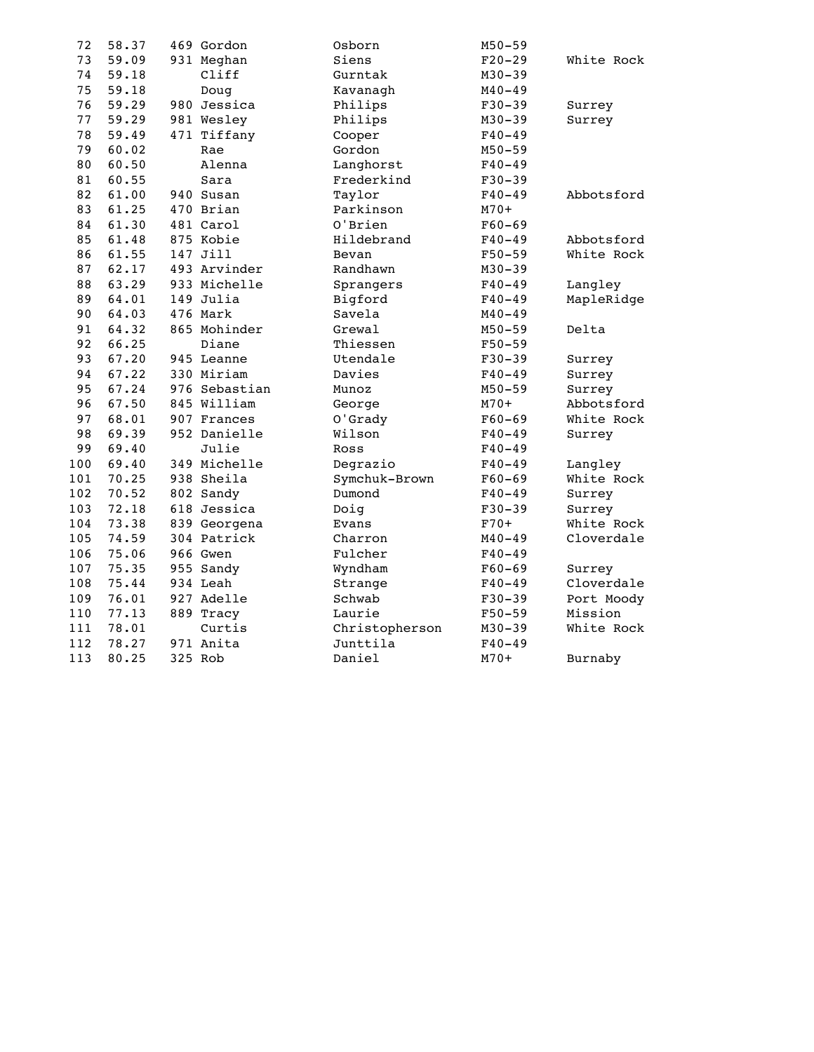| | | | | | | |
|---|---|---|---|---|---|---|
| 72 | 58.37 | 469 | Gordon | Osborn | M50-59 | |
| 73 | 59.09 | 931 | Meghan | Siens | F20-29 | White Rock |
| 74 | 59.18 | | Cliff | Gurntak | M30-39 | |
| 75 | 59.18 | | Doug | Kavanagh | M40-49 | |
| 76 | 59.29 | 980 | Jessica | Philips | F30-39 | Surrey |
| 77 | 59.29 | 981 | Wesley | Philips | M30-39 | Surrey |
| 78 | 59.49 | 471 | Tiffany | Cooper | F40-49 | |
| 79 | 60.02 | | Rae | Gordon | M50-59 | |
| 80 | 60.50 | | Alenna | Langhorst | F40-49 | |
| 81 | 60.55 | | Sara | Frederkind | F30-39 | |
| 82 | 61.00 | 940 | Susan | Taylor | F40-49 | Abbotsford |
| 83 | 61.25 | 470 | Brian | Parkinson | M70+ | |
| 84 | 61.30 | 481 | Carol | O'Brien | F60-69 | |
| 85 | 61.48 | 875 | Kobie | Hildebrand | F40-49 | Abbotsford |
| 86 | 61.55 | 147 | Jill | Bevan | F50-59 | White Rock |
| 87 | 62.17 | 493 | Arvinder | Randhawn | M30-39 | |
| 88 | 63.29 | 933 | Michelle | Sprangers | F40-49 | Langley |
| 89 | 64.01 | 149 | Julia | Bigford | F40-49 | MapleRidge |
| 90 | 64.03 | 476 | Mark | Savela | M40-49 | |
| 91 | 64.32 | 865 | Mohinder | Grewal | M50-59 | Delta |
| 92 | 66.25 | | Diane | Thiessen | F50-59 | |
| 93 | 67.20 | 945 | Leanne | Utendale | F30-39 | Surrey |
| 94 | 67.22 | 330 | Miriam | Davies | F40-49 | Surrey |
| 95 | 67.24 | 976 | Sebastian | Munoz | M50-59 | Surrey |
| 96 | 67.50 | 845 | William | George | M70+ | Abbotsford |
| 97 | 68.01 | 907 | Frances | O'Grady | F60-69 | White Rock |
| 98 | 69.39 | 952 | Danielle | Wilson | F40-49 | Surrey |
| 99 | 69.40 | | Julie | Ross | F40-49 | |
| 100 | 69.40 | 349 | Michelle | Degrazio | F40-49 | Langley |
| 101 | 70.25 | 938 | Sheila | Symchuk-Brown | F60-69 | White Rock |
| 102 | 70.52 | 802 | Sandy | Dumond | F40-49 | Surrey |
| 103 | 72.18 | 618 | Jessica | Doig | F30-39 | Surrey |
| 104 | 73.38 | 839 | Georgena | Evans | F70+ | White Rock |
| 105 | 74.59 | 304 | Patrick | Charron | M40-49 | Cloverdale |
| 106 | 75.06 | 966 | Gwen | Fulcher | F40-49 | |
| 107 | 75.35 | 955 | Sandy | Wyndham | F60-69 | Surrey |
| 108 | 75.44 | 934 | Leah | Strange | F40-49 | Cloverdale |
| 109 | 76.01 | 927 | Adelle | Schwab | F30-39 | Port Moody |
| 110 | 77.13 | 889 | Tracy | Laurie | F50-59 | Mission |
| 111 | 78.01 | | Curtis | Christopherson | M30-39 | White Rock |
| 112 | 78.27 | 971 | Anita | Junttila | F40-49 | |
| 113 | 80.25 | 325 | Rob | Daniel | M70+ | Burnaby |